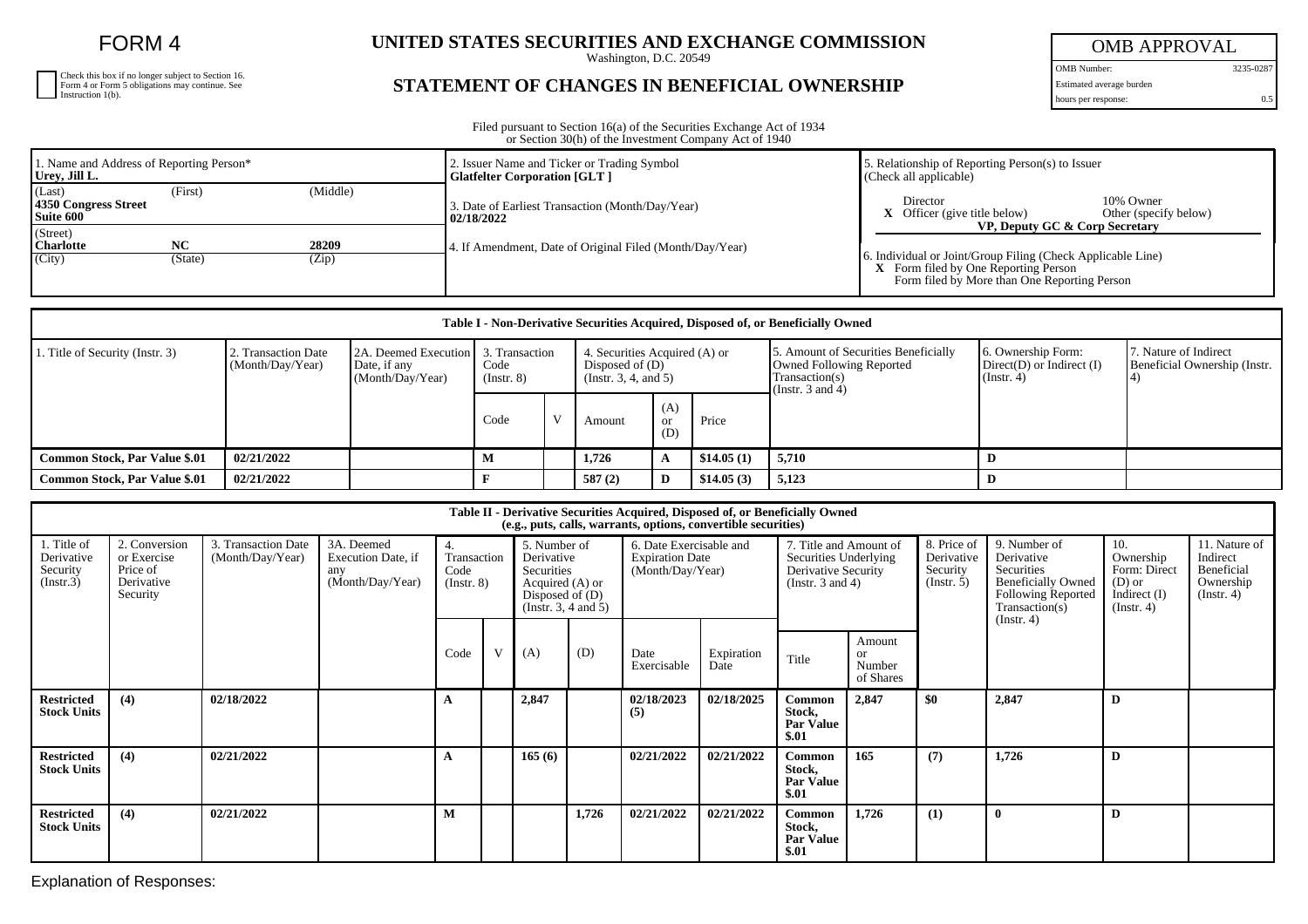# FORM 4

☐ Check this box if no longer subject to Section 16. Form 4 or Form 5 obligations may continue. See Instruction 1(b).

## UNITED STATES SECURITIES AND EXCHANGE COMMISSION

Washington, D.C. 20549

## STATEMENT OF CHANGES IN BENEFICIAL OWNERSHIP

| OMB APPROVAL | |
|---|---|
| OMB Number: | 3235-0287 |
| Estimated average burden | |
| hours per response: | 0.5 |

Filed pursuant to Section 16(a) of the Securities Exchange Act of 1934 or Section 30(h) of the Investment Company Act of 1940

| 1. Name and Address of Reporting Person* | 2. Issuer Name and Ticker or Trading Symbol | 5. Relationship of Reporting Person(s) to Issuer (Check all applicable) |
|---|---|---|
| **Urey, Jill L.** | **Glatfelter Corporation [GLT ]** | Director / 10% Owner |
| (Last) (First) (Middle) **4350 Congress Street Suite 600** | 3. Date of Earliest Transaction (Month/Day/Year) **02/18/2022** | **X** Officer (give title below) / Other (specify below) **VP, Deputy GC & Corp Secretary** |
| (Street) **Charlotte NC 28209** (City) (State) (Zip) | 4. If Amendment, Date of Original Filed (Month/Day/Year) | 6. Individual or Joint/Group Filing (Check Applicable Line) **X** Form filed by One Reporting Person; Form filed by More than One Reporting Person |

**Table I - Non-Derivative Securities Acquired, Disposed of, or Beneficially Owned**

| 1. Title of Security (Instr. 3) | 2. Transaction Date (Month/Day/Year) | 2A. Deemed Execution Date, if any (Month/Day/Year) | 3. Transaction Code (Instr. 8) | | 4. Securities Acquired (A) or Disposed of (D) (Instr. 3, 4, and 5) | | | 5. Amount of Securities Beneficially Owned Following Reported Transaction(s) (Instr. 3 and 4) | 6. Ownership Form: Direct(D) or Indirect (I) (Instr. 4) | 7. Nature of Indirect Beneficial Ownership (Instr. 4) |
|---|---|---|---|---|---|---|---|---|---|---|
| | | | Code | V | Amount | (A) or (D) | Price | | | |
| **Common Stock, Par Value $.01** | **02/21/2022** | | **M** | | **1,726** | **A** | **$14.05 (1)** | **5,710** | **D** | |
| **Common Stock, Par Value $.01** | **02/21/2022** | | **F** | | **587 (2)** | **D** | **$14.05 (3)** | **5,123** | **D** | |

**Table II - Derivative Securities Acquired, Disposed of, or Beneficially Owned (e.g., puts, calls, warrants, options, convertible securities)**

| 1. Title of Derivative Security (Instr.3) | 2. Conversion or Exercise Price of Derivative Security | 3. Transaction Date (Month/Day/Year) | 3A. Deemed Execution Date, if any (Month/Day/Year) | 4. Transaction Code (Instr. 8) | | 5. Number of Derivative Securities Acquired (A) or Disposed of (D) (Instr. 3, 4 and 5) | | 6. Date Exercisable and Expiration Date (Month/Day/Year) | | 7. Title and Amount of Securities Underlying Derivative Security (Instr. 3 and 4) | | 8. Price of Derivative Security (Instr. 5) | 9. Number of Derivative Securities Beneficially Owned Following Reported Transaction(s) (Instr. 4) | 10. Ownership Form: Direct (D) or Indirect (I) (Instr. 4) | 11. Nature of Indirect Beneficial Ownership (Instr. 4) |
|---|---|---|---|---|---|---|---|---|---|---|---|---|---|---|---|
| | | | | Code | V | (A) | (D) | Date Exercisable | Expiration Date | Title | Amount or Number of Shares | | | | |
| **Restricted Stock Units** | **(4)** | **02/18/2022** | | **A** | | **2,847** | | **02/18/2023 (5)** | **02/18/2025** | **Common Stock, Par Value $.01** | **2,847** | **$0** | **2,847** | **D** | |
| **Restricted Stock Units** | **(4)** | **02/21/2022** | | **A** | | **165 (6)** | | **02/21/2022** | **02/21/2022** | **Common Stock, Par Value $.01** | **165** | **(7)** | **1,726** | **D** | |
| **Restricted Stock Units** | **(4)** | **02/21/2022** | | **M** | | | **1,726** | **02/21/2022** | **02/21/2022** | **Common Stock, Par Value $.01** | **1,726** | **(1)** | **0** | **D** | |

Explanation of Responses: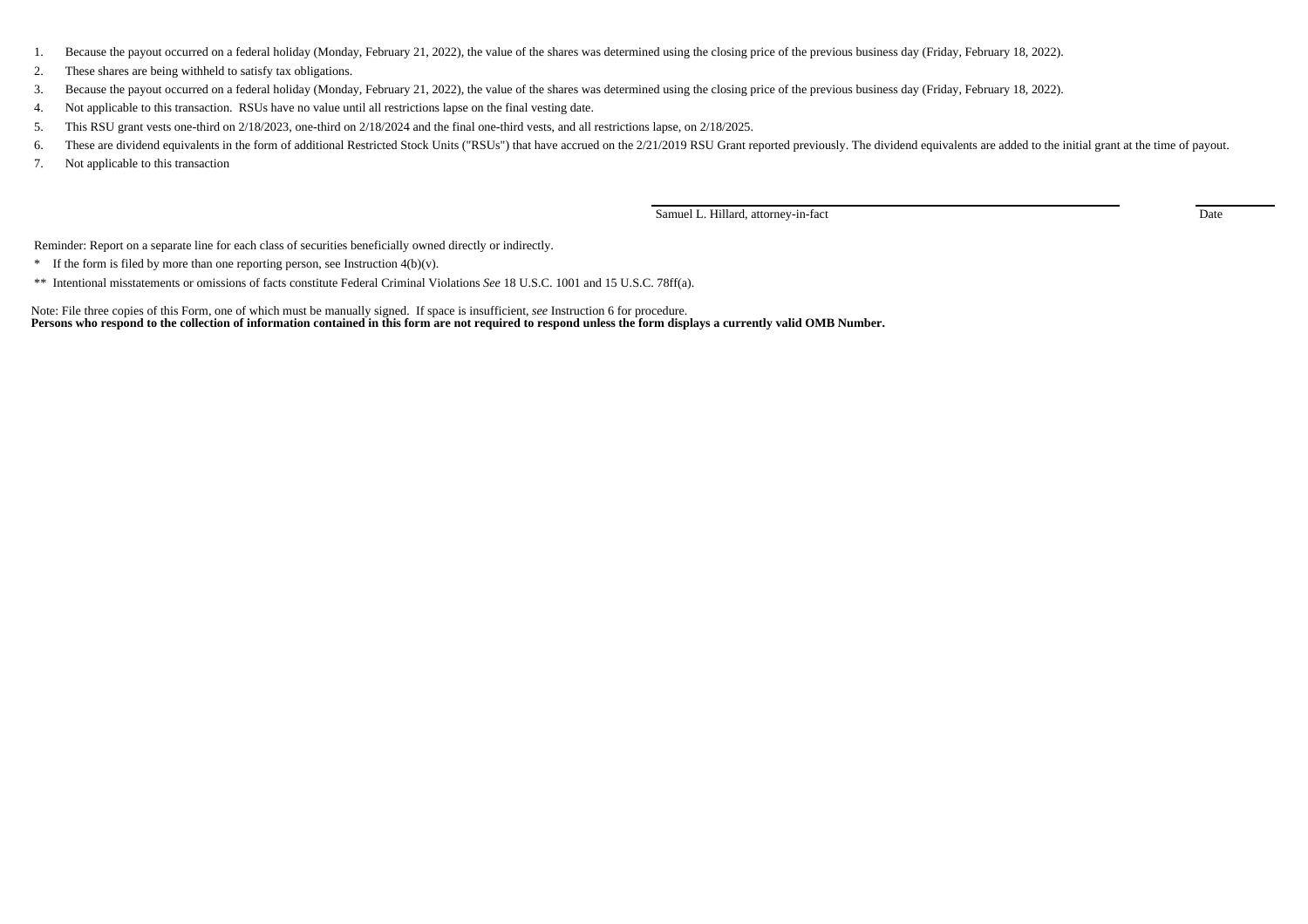1. Because the payout occurred on a federal holiday (Monday, February 21, 2022), the value of the shares was determined using the closing price of the previous business day (Friday, February 18, 2022).
2. These shares are being withheld to satisfy tax obligations.
3. Because the payout occurred on a federal holiday (Monday, February 21, 2022), the value of the shares was determined using the closing price of the previous business day (Friday, February 18, 2022).
4. Not applicable to this transaction. RSUs have no value until all restrictions lapse on the final vesting date.
5. This RSU grant vests one-third on 2/18/2023, one-third on 2/18/2024 and the final one-third vests, and all restrictions lapse, on 2/18/2025.
6. These are dividend equivalents in the form of additional Restricted Stock Units ("RSUs") that have accrued on the 2/21/2019 RSU Grant reported previously. The dividend equivalents are added to the initial grant at the time of payout.
7. Not applicable to this transaction

| | |
|---|---|
| Samuel L. Hillard, attorney-in-fact | Date |

Reminder: Report on a separate line for each class of securities beneficially owned directly or indirectly.

\* If the form is filed by more than one reporting person, see Instruction 4(b)(v).

\*\* Intentional misstatements or omissions of facts constitute Federal Criminal Violations *See* 18 U.S.C. 1001 and 15 U.S.C. 78ff(a).

Note: File three copies of this Form, one of which must be manually signed. If space is insufficient, *see* Instruction 6 for procedure.

**Persons who respond to the collection of information contained in this form are not required to respond unless the form displays a currently valid OMB Number.**